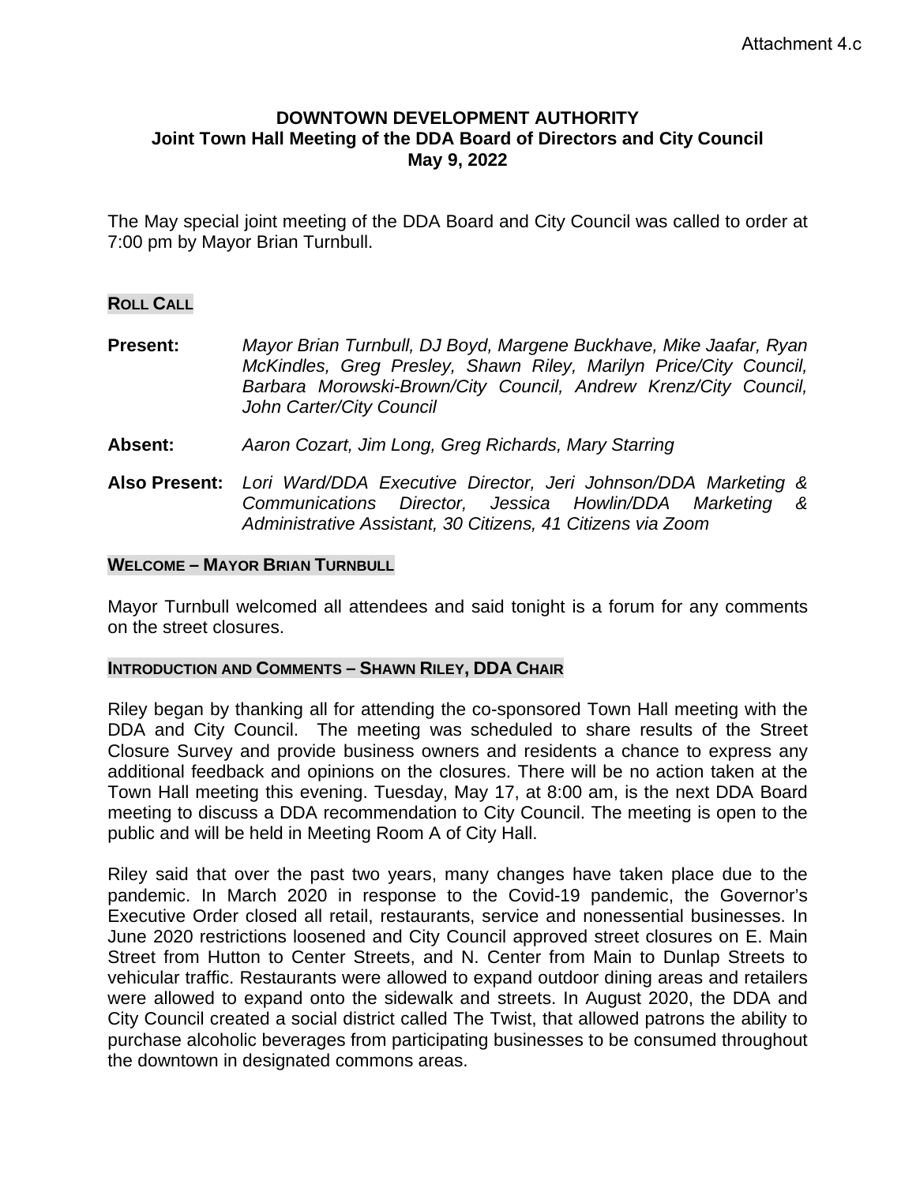Attachment 4.c

# DOWNTOWN DEVELOPMENT AUTHORITY
## Joint Town Hall Meeting of the DDA Board of Directors and City Council
## May 9, 2022

The May special joint meeting of the DDA Board and City Council was called to order at 7:00 pm by Mayor Brian Turnbull.

### ROLL CALL

**Present:** *Mayor Brian Turnbull, DJ Boyd, Margene Buckhave, Mike Jaafar, Ryan McKindles, Greg Presley, Shawn Riley, Marilyn Price/City Council, Barbara Morowski-Brown/City Council, Andrew Krenz/City Council, John Carter/City Council*

**Absent:** *Aaron Cozart, Jim Long, Greg Richards, Mary Starring*

**Also Present:** *Lori Ward/DDA Executive Director, Jeri Johnson/DDA Marketing & Communications Director, Jessica Howlin/DDA Marketing & Administrative Assistant, 30 Citizens, 41 Citizens via Zoom*

### WELCOME – MAYOR BRIAN TURNBULL

Mayor Turnbull welcomed all attendees and said tonight is a forum for any comments on the street closures.

### INTRODUCTION AND COMMENTS – SHAWN RILEY, DDA CHAIR

Riley began by thanking all for attending the co-sponsored Town Hall meeting with the DDA and City Council. The meeting was scheduled to share results of the Street Closure Survey and provide business owners and residents a chance to express any additional feedback and opinions on the closures. There will be no action taken at the Town Hall meeting this evening. Tuesday, May 17, at 8:00 am, is the next DDA Board meeting to discuss a DDA recommendation to City Council. The meeting is open to the public and will be held in Meeting Room A of City Hall.

Riley said that over the past two years, many changes have taken place due to the pandemic. In March 2020 in response to the Covid-19 pandemic, the Governor's Executive Order closed all retail, restaurants, service and nonessential businesses. In June 2020 restrictions loosened and City Council approved street closures on E. Main Street from Hutton to Center Streets, and N. Center from Main to Dunlap Streets to vehicular traffic. Restaurants were allowed to expand outdoor dining areas and retailers were allowed to expand onto the sidewalk and streets. In August 2020, the DDA and City Council created a social district called The Twist, that allowed patrons the ability to purchase alcoholic beverages from participating businesses to be consumed throughout the downtown in designated commons areas.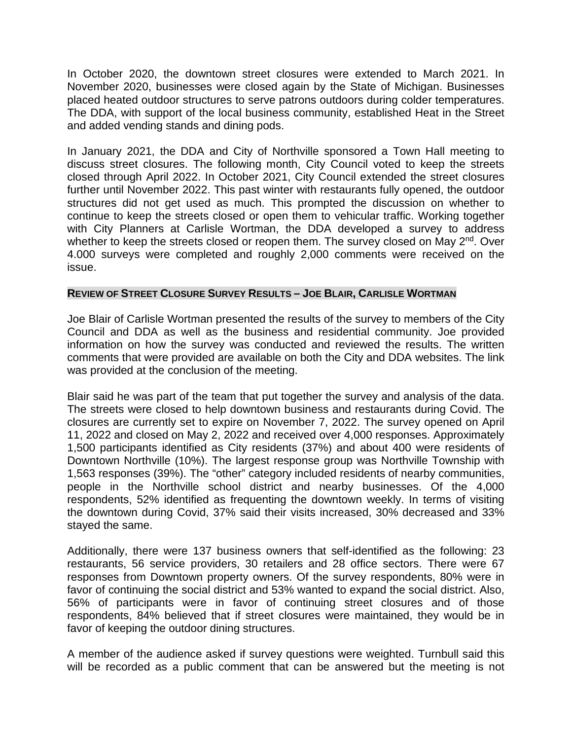In October 2020, the downtown street closures were extended to March 2021. In November 2020, businesses were closed again by the State of Michigan. Businesses placed heated outdoor structures to serve patrons outdoors during colder temperatures. The DDA, with support of the local business community, established Heat in the Street and added vending stands and dining pods.

In January 2021, the DDA and City of Northville sponsored a Town Hall meeting to discuss street closures. The following month, City Council voted to keep the streets closed through April 2022. In October 2021, City Council extended the street closures further until November 2022. This past winter with restaurants fully opened, the outdoor structures did not get used as much. This prompted the discussion on whether to continue to keep the streets closed or open them to vehicular traffic. Working together with City Planners at Carlisle Wortman, the DDA developed a survey to address whether to keep the streets closed or reopen them. The survey closed on May 2nd. Over 4.000 surveys were completed and roughly 2,000 comments were received on the issue.

**REVIEW OF STREET CLOSURE SURVEY RESULTS – JOE BLAIR, CARLISLE WORTMAN**

Joe Blair of Carlisle Wortman presented the results of the survey to members of the City Council and DDA as well as the business and residential community. Joe provided information on how the survey was conducted and reviewed the results. The written comments that were provided are available on both the City and DDA websites. The link was provided at the conclusion of the meeting.

Blair said he was part of the team that put together the survey and analysis of the data. The streets were closed to help downtown business and restaurants during Covid. The closures are currently set to expire on November 7, 2022. The survey opened on April 11, 2022 and closed on May 2, 2022 and received over 4,000 responses. Approximately 1,500 participants identified as City residents (37%) and about 400 were residents of Downtown Northville (10%). The largest response group was Northville Township with 1,563 responses (39%). The "other" category included residents of nearby communities, people in the Northville school district and nearby businesses. Of the 4,000 respondents, 52% identified as frequenting the downtown weekly. In terms of visiting the downtown during Covid, 37% said their visits increased, 30% decreased and 33% stayed the same.

Additionally, there were 137 business owners that self-identified as the following: 23 restaurants, 56 service providers, 30 retailers and 28 office sectors. There were 67 responses from Downtown property owners. Of the survey respondents, 80% were in favor of continuing the social district and 53% wanted to expand the social district. Also, 56% of participants were in favor of continuing street closures and of those respondents, 84% believed that if street closures were maintained, they would be in favor of keeping the outdoor dining structures.

A member of the audience asked if survey questions were weighted. Turnbull said this will be recorded as a public comment that can be answered but the meeting is not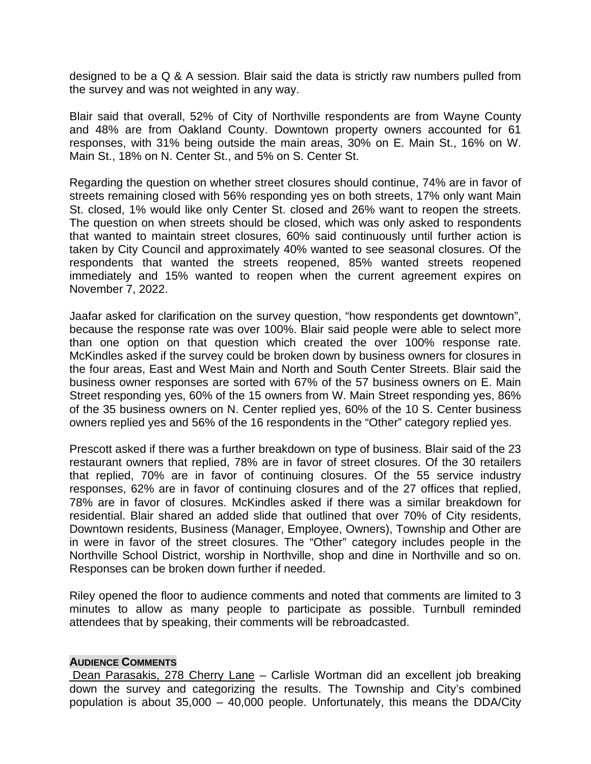designed to be a Q & A session. Blair said the data is strictly raw numbers pulled from the survey and was not weighted in any way.

Blair said that overall, 52% of City of Northville respondents are from Wayne County and 48% are from Oakland County. Downtown property owners accounted for 61 responses, with 31% being outside the main areas, 30% on E. Main St., 16% on W. Main St., 18% on N. Center St., and 5% on S. Center St.

Regarding the question on whether street closures should continue, 74% are in favor of streets remaining closed with 56% responding yes on both streets, 17% only want Main St. closed, 1% would like only Center St. closed and 26% want to reopen the streets. The question on when streets should be closed, which was only asked to respondents that wanted to maintain street closures, 60% said continuously until further action is taken by City Council and approximately 40% wanted to see seasonal closures. Of the respondents that wanted the streets reopened, 85% wanted streets reopened immediately and 15% wanted to reopen when the current agreement expires on November 7, 2022.

Jaafar asked for clarification on the survey question, "how respondents get downtown", because the response rate was over 100%. Blair said people were able to select more than one option on that question which created the over 100% response rate. McKindles asked if the survey could be broken down by business owners for closures in the four areas, East and West Main and North and South Center Streets. Blair said the business owner responses are sorted with 67% of the 57 business owners on E. Main Street responding yes, 60% of the 15 owners from W. Main Street responding yes, 86% of the 35 business owners on N. Center replied yes, 60% of the 10 S. Center business owners replied yes and 56% of the 16 respondents in the "Other" category replied yes.

Prescott asked if there was a further breakdown on type of business. Blair said of the 23 restaurant owners that replied, 78% are in favor of street closures. Of the 30 retailers that replied, 70% are in favor of continuing closures. Of the 55 service industry responses, 62% are in favor of continuing closures and of the 27 offices that replied, 78% are in favor of closures. McKindles asked if there was a similar breakdown for residential. Blair shared an added slide that outlined that over 70% of City residents, Downtown residents, Business (Manager, Employee, Owners), Township and Other are in were in favor of the street closures. The "Other" category includes people in the Northville School District, worship in Northville, shop and dine in Northville and so on. Responses can be broken down further if needed.

Riley opened the floor to audience comments and noted that comments are limited to 3 minutes to allow as many people to participate as possible. Turnbull reminded attendees that by speaking, their comments will be rebroadcasted.

**AUDIENCE COMMENTS**

Dean Parasakis, 278 Cherry Lane – Carlisle Wortman did an excellent job breaking down the survey and categorizing the results. The Township and City's combined population is about 35,000 – 40,000 people. Unfortunately, this means the DDA/City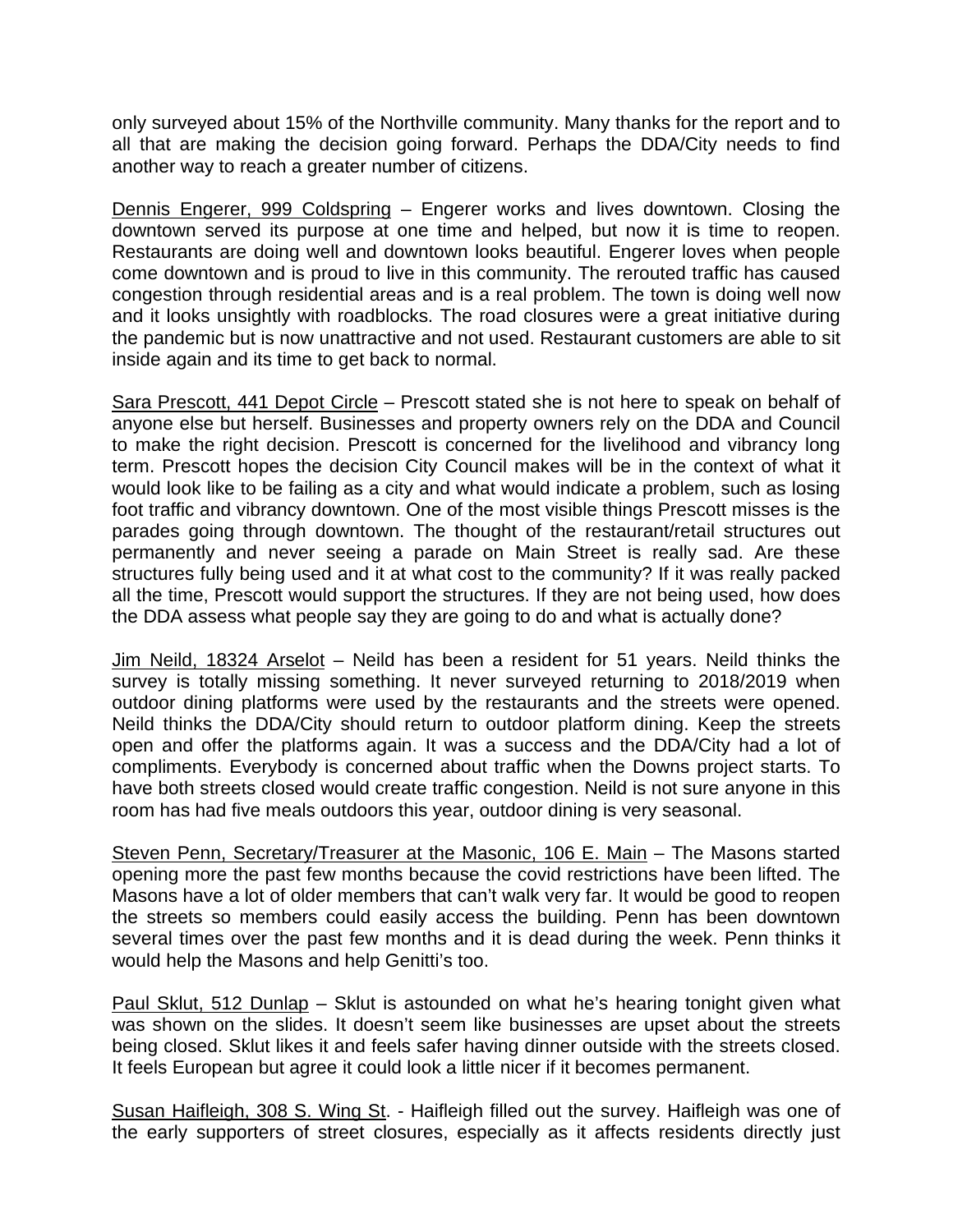only surveyed about 15% of the Northville community. Many thanks for the report and to all that are making the decision going forward. Perhaps the DDA/City needs to find another way to reach a greater number of citizens.

Dennis Engerer, 999 Coldspring – Engerer works and lives downtown. Closing the downtown served its purpose at one time and helped, but now it is time to reopen. Restaurants are doing well and downtown looks beautiful. Engerer loves when people come downtown and is proud to live in this community. The rerouted traffic has caused congestion through residential areas and is a real problem. The town is doing well now and it looks unsightly with roadblocks. The road closures were a great initiative during the pandemic but is now unattractive and not used. Restaurant customers are able to sit inside again and its time to get back to normal.

Sara Prescott, 441 Depot Circle – Prescott stated she is not here to speak on behalf of anyone else but herself. Businesses and property owners rely on the DDA and Council to make the right decision. Prescott is concerned for the livelihood and vibrancy long term. Prescott hopes the decision City Council makes will be in the context of what it would look like to be failing as a city and what would indicate a problem, such as losing foot traffic and vibrancy downtown. One of the most visible things Prescott misses is the parades going through downtown. The thought of the restaurant/retail structures out permanently and never seeing a parade on Main Street is really sad. Are these structures fully being used and it at what cost to the community? If it was really packed all the time, Prescott would support the structures. If they are not being used, how does the DDA assess what people say they are going to do and what is actually done?

Jim Neild, 18324 Arselot – Neild has been a resident for 51 years. Neild thinks the survey is totally missing something. It never surveyed returning to 2018/2019 when outdoor dining platforms were used by the restaurants and the streets were opened. Neild thinks the DDA/City should return to outdoor platform dining. Keep the streets open and offer the platforms again. It was a success and the DDA/City had a lot of compliments. Everybody is concerned about traffic when the Downs project starts. To have both streets closed would create traffic congestion. Neild is not sure anyone in this room has had five meals outdoors this year, outdoor dining is very seasonal.

Steven Penn, Secretary/Treasurer at the Masonic, 106 E. Main – The Masons started opening more the past few months because the covid restrictions have been lifted. The Masons have a lot of older members that can't walk very far. It would be good to reopen the streets so members could easily access the building. Penn has been downtown several times over the past few months and it is dead during the week. Penn thinks it would help the Masons and help Genitti's too.

Paul Sklut, 512 Dunlap – Sklut is astounded on what he's hearing tonight given what was shown on the slides. It doesn't seem like businesses are upset about the streets being closed. Sklut likes it and feels safer having dinner outside with the streets closed. It feels European but agree it could look a little nicer if it becomes permanent.

Susan Haifleigh, 308 S. Wing St. - Haifleigh filled out the survey. Haifleigh was one of the early supporters of street closures, especially as it affects residents directly just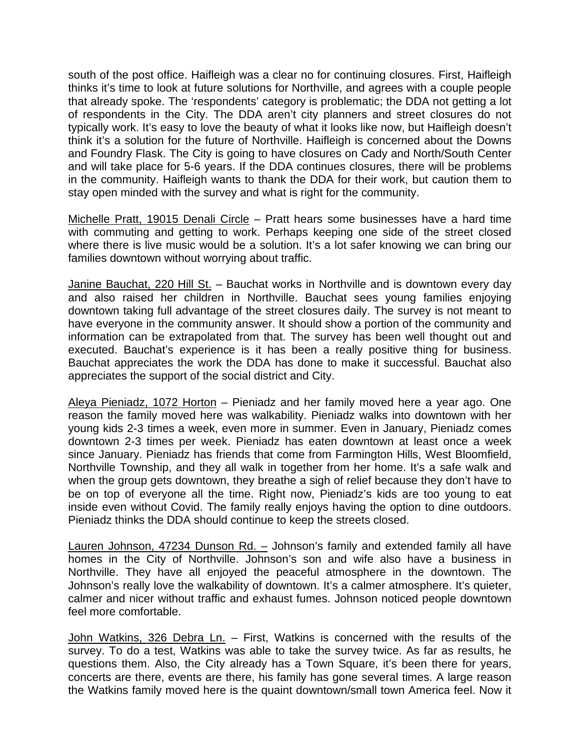south of the post office. Haifleigh was a clear no for continuing closures. First, Haifleigh thinks it's time to look at future solutions for Northville, and agrees with a couple people that already spoke. The 'respondents' category is problematic; the DDA not getting a lot of respondents in the City. The DDA aren't city planners and street closures do not typically work. It's easy to love the beauty of what it looks like now, but Haifleigh doesn't think it's a solution for the future of Northville. Haifleigh is concerned about the Downs and Foundry Flask. The City is going to have closures on Cady and North/South Center and will take place for 5-6 years. If the DDA continues closures, there will be problems in the community. Haifleigh wants to thank the DDA for their work, but caution them to stay open minded with the survey and what is right for the community.

<u>Michelle Pratt, 19015 Denali Circle</u> – Pratt hears some businesses have a hard time with commuting and getting to work. Perhaps keeping one side of the street closed where there is live music would be a solution. It's a lot safer knowing we can bring our families downtown without worrying about traffic.

<u>Janine Bauchat, 220 Hill St.</u> – Bauchat works in Northville and is downtown every day and also raised her children in Northville. Bauchat sees young families enjoying downtown taking full advantage of the street closures daily. The survey is not meant to have everyone in the community answer. It should show a portion of the community and information can be extrapolated from that. The survey has been well thought out and executed. Bauchat's experience is it has been a really positive thing for business. Bauchat appreciates the work the DDA has done to make it successful. Bauchat also appreciates the support of the social district and City.

<u>Aleya Pieniadz, 1072 Horton</u> – Pieniadz and her family moved here a year ago. One reason the family moved here was walkability. Pieniadz walks into downtown with her young kids 2-3 times a week, even more in summer. Even in January, Pieniadz comes downtown 2-3 times per week. Pieniadz has eaten downtown at least once a week since January. Pieniadz has friends that come from Farmington Hills, West Bloomfield, Northville Township, and they all walk in together from her home. It's a safe walk and when the group gets downtown, they breathe a sigh of relief because they don't have to be on top of everyone all the time. Right now, Pieniadz's kids are too young to eat inside even without Covid. The family really enjoys having the option to dine outdoors. Pieniadz thinks the DDA should continue to keep the streets closed.

<u>Lauren Johnson, 47234 Dunson Rd. –</u> Johnson's family and extended family all have homes in the City of Northville. Johnson's son and wife also have a business in Northville. They have all enjoyed the peaceful atmosphere in the downtown. The Johnson's really love the walkability of downtown. It's a calmer atmosphere. It's quieter, calmer and nicer without traffic and exhaust fumes. Johnson noticed people downtown feel more comfortable.

<u>John Watkins, 326 Debra Ln.</u> – First, Watkins is concerned with the results of the survey. To do a test, Watkins was able to take the survey twice. As far as results, he questions them. Also, the City already has a Town Square, it's been there for years, concerts are there, events are there, his family has gone several times. A large reason the Watkins family moved here is the quaint downtown/small town America feel. Now it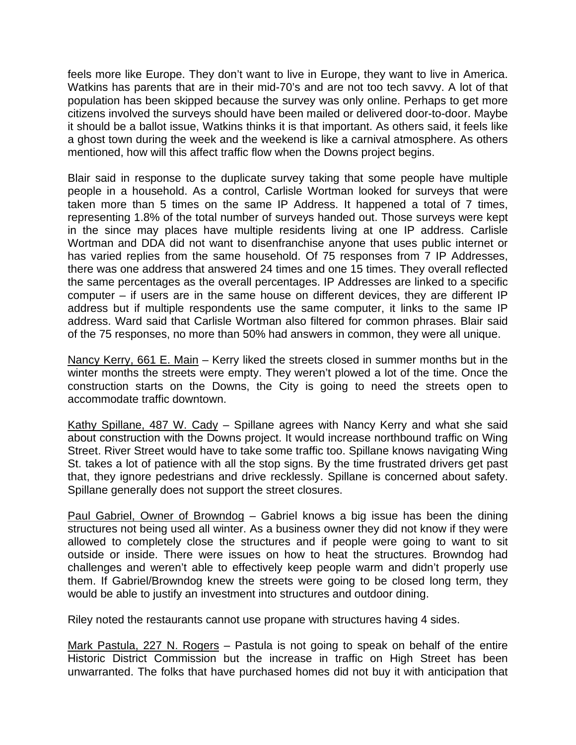feels more like Europe. They don't want to live in Europe, they want to live in America. Watkins has parents that are in their mid-70's and are not too tech savvy. A lot of that population has been skipped because the survey was only online. Perhaps to get more citizens involved the surveys should have been mailed or delivered door-to-door. Maybe it should be a ballot issue, Watkins thinks it is that important. As others said, it feels like a ghost town during the week and the weekend is like a carnival atmosphere. As others mentioned, how will this affect traffic flow when the Downs project begins.

Blair said in response to the duplicate survey taking that some people have multiple people in a household. As a control, Carlisle Wortman looked for surveys that were taken more than 5 times on the same IP Address. It happened a total of 7 times, representing 1.8% of the total number of surveys handed out. Those surveys were kept in the since may places have multiple residents living at one IP address. Carlisle Wortman and DDA did not want to disenfranchise anyone that uses public internet or has varied replies from the same household. Of 75 responses from 7 IP Addresses, there was one address that answered 24 times and one 15 times. They overall reflected the same percentages as the overall percentages. IP Addresses are linked to a specific computer – if users are in the same house on different devices, they are different IP address but if multiple respondents use the same computer, it links to the same IP address. Ward said that Carlisle Wortman also filtered for common phrases. Blair said of the 75 responses, no more than 50% had answers in common, they were all unique.

<u>Nancy Kerry, 661 E. Main</u> – Kerry liked the streets closed in summer months but in the winter months the streets were empty. They weren't plowed a lot of the time. Once the construction starts on the Downs, the City is going to need the streets open to accommodate traffic downtown.

<u>Kathy Spillane, 487 W. Cady</u> – Spillane agrees with Nancy Kerry and what she said about construction with the Downs project. It would increase northbound traffic on Wing Street. River Street would have to take some traffic too. Spillane knows navigating Wing St. takes a lot of patience with all the stop signs. By the time frustrated drivers get past that, they ignore pedestrians and drive recklessly. Spillane is concerned about safety. Spillane generally does not support the street closures.

<u>Paul Gabriel, Owner of Browndog</u> – Gabriel knows a big issue has been the dining structures not being used all winter. As a business owner they did not know if they were allowed to completely close the structures and if people were going to want to sit outside or inside. There were issues on how to heat the structures. Browndog had challenges and weren't able to effectively keep people warm and didn't properly use them. If Gabriel/Browndog knew the streets were going to be closed long term, they would be able to justify an investment into structures and outdoor dining.

Riley noted the restaurants cannot use propane with structures having 4 sides.

<u>Mark Pastula, 227 N. Rogers</u> – Pastula is not going to speak on behalf of the entire Historic District Commission but the increase in traffic on High Street has been unwarranted. The folks that have purchased homes did not buy it with anticipation that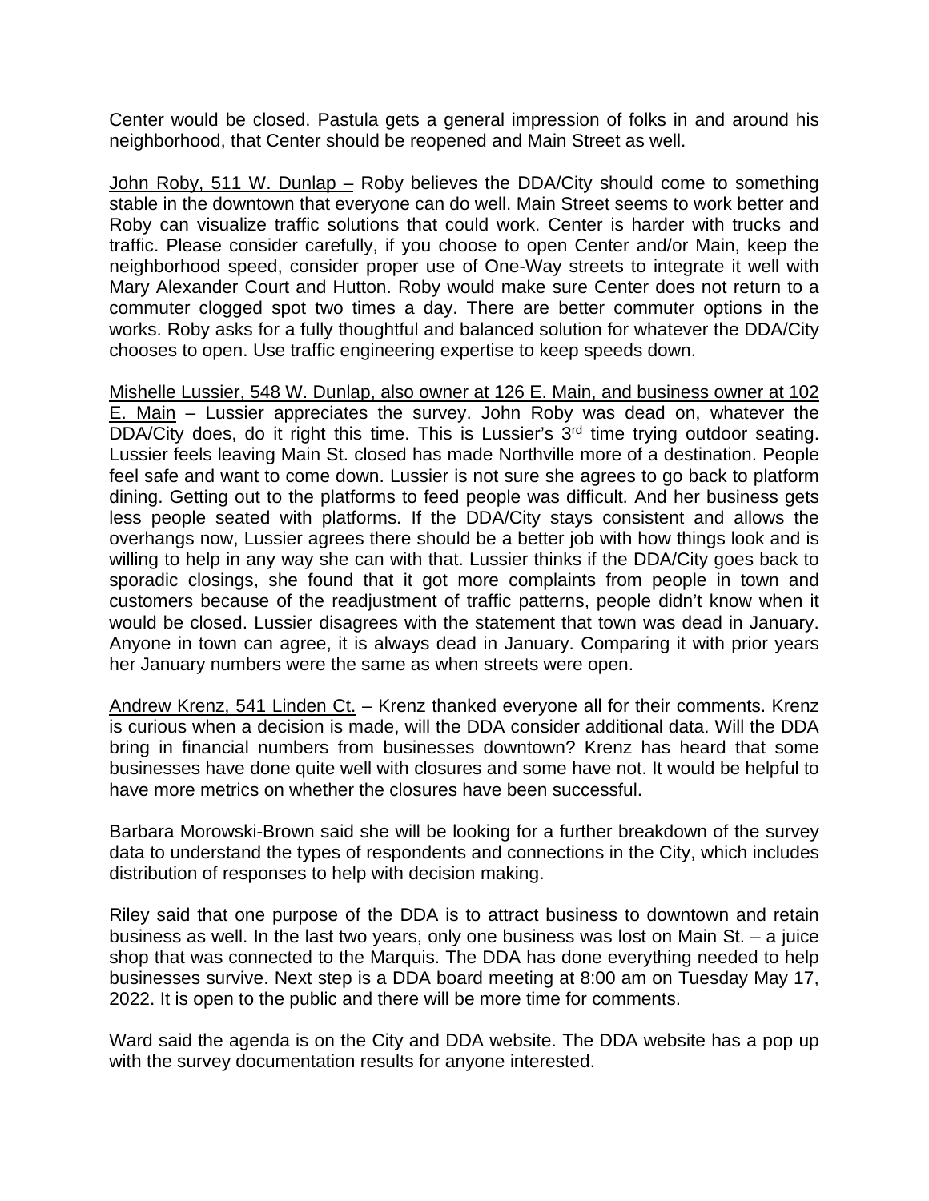Center would be closed. Pastula gets a general impression of folks in and around his neighborhood, that Center should be reopened and Main Street as well.

<u>John Roby, 511 W. Dunlap –</u> Roby believes the DDA/City should come to something stable in the downtown that everyone can do well. Main Street seems to work better and Roby can visualize traffic solutions that could work. Center is harder with trucks and traffic. Please consider carefully, if you choose to open Center and/or Main, keep the neighborhood speed, consider proper use of One-Way streets to integrate it well with Mary Alexander Court and Hutton. Roby would make sure Center does not return to a commuter clogged spot two times a day. There are better commuter options in the works. Roby asks for a fully thoughtful and balanced solution for whatever the DDA/City chooses to open. Use traffic engineering expertise to keep speeds down.

<u>Mishelle Lussier, 548 W. Dunlap, also owner at 126 E. Main, and business owner at 102 E. Main</u> – Lussier appreciates the survey. John Roby was dead on, whatever the DDA/City does, do it right this time. This is Lussier's 3rd time trying outdoor seating. Lussier feels leaving Main St. closed has made Northville more of a destination. People feel safe and want to come down. Lussier is not sure she agrees to go back to platform dining. Getting out to the platforms to feed people was difficult. And her business gets less people seated with platforms. If the DDA/City stays consistent and allows the overhangs now, Lussier agrees there should be a better job with how things look and is willing to help in any way she can with that. Lussier thinks if the DDA/City goes back to sporadic closings, she found that it got more complaints from people in town and customers because of the readjustment of traffic patterns, people didn't know when it would be closed. Lussier disagrees with the statement that town was dead in January. Anyone in town can agree, it is always dead in January. Comparing it with prior years her January numbers were the same as when streets were open.

<u>Andrew Krenz, 541 Linden Ct.</u> – Krenz thanked everyone all for their comments. Krenz is curious when a decision is made, will the DDA consider additional data. Will the DDA bring in financial numbers from businesses downtown? Krenz has heard that some businesses have done quite well with closures and some have not. It would be helpful to have more metrics on whether the closures have been successful.

Barbara Morowski-Brown said she will be looking for a further breakdown of the survey data to understand the types of respondents and connections in the City, which includes distribution of responses to help with decision making.

Riley said that one purpose of the DDA is to attract business to downtown and retain business as well. In the last two years, only one business was lost on Main St. – a juice shop that was connected to the Marquis. The DDA has done everything needed to help businesses survive. Next step is a DDA board meeting at 8:00 am on Tuesday May 17, 2022. It is open to the public and there will be more time for comments.

Ward said the agenda is on the City and DDA website. The DDA website has a pop up with the survey documentation results for anyone interested.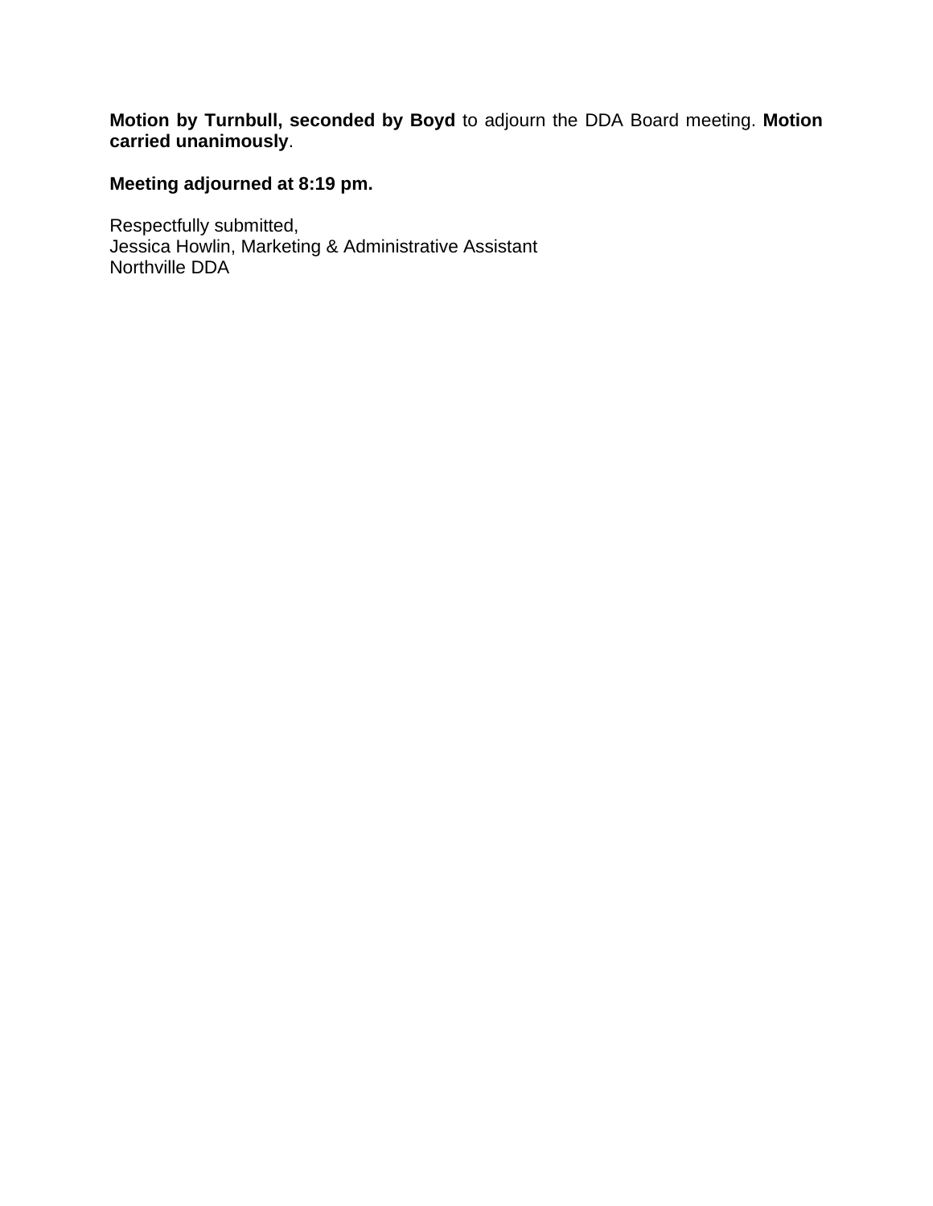**Motion by Turnbull, seconded by Boyd** to adjourn the DDA Board meeting. **Motion carried unanimously**.

**Meeting adjourned at 8:19 pm.**

Respectfully submitted,
Jessica Howlin, Marketing & Administrative Assistant
Northville DDA